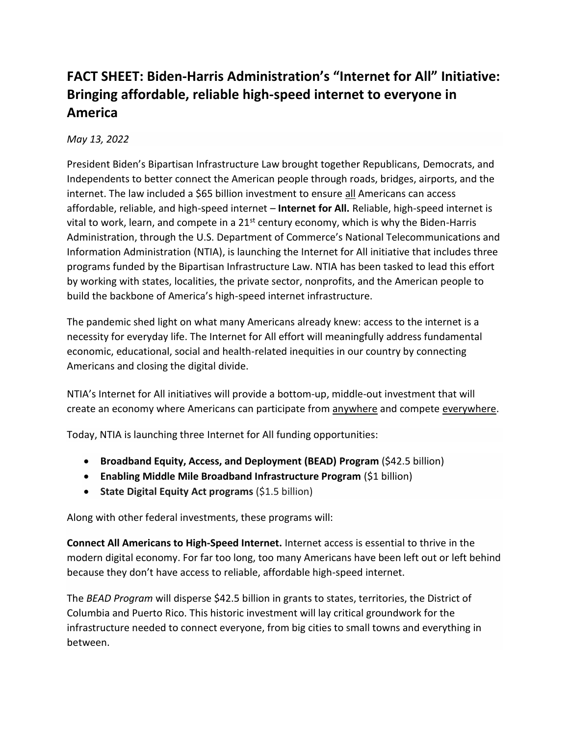# FACT SHEET: Biden-Harris Administration's "Internet for All" Initiative: Bringing affordable, reliable high-speed internet to everyone in America

*May 13, 2022*

President Biden's Bipartisan Infrastructure Law brought together Republicans, Democrats, and Independents to better connect the American people through roads, bridges, airports, and the internet. The law included a $65 billion investment to ensure <u>all</u> Americans can access affordable, reliable, and high-speed internet – **Internet for All.** Reliable, high-speed internet is vital to work, learn, and compete in a 21st century economy, which is why the Biden-Harris Administration, through the U.S. Department of Commerce's National Telecommunications and Information Administration (NTIA), is launching the Internet for All initiative that includes three programs funded by the Bipartisan Infrastructure Law. NTIA has been tasked to lead this effort by working with states, localities, the private sector, nonprofits, and the American people to build the backbone of America's high-speed internet infrastructure.

The pandemic shed light on what many Americans already knew: access to the internet is a necessity for everyday life. The Internet for All effort will meaningfully address fundamental economic, educational, social and health-related inequities in our country by connecting Americans and closing the digital divide.

NTIA's Internet for All initiatives will provide a bottom-up, middle-out investment that will create an economy where Americans can participate from <u>anywhere</u> and compete <u>everywhere</u>.

Today, NTIA is launching three Internet for All funding opportunities:

- **Broadband Equity, Access, and Deployment (BEAD) Program** ($42.5 billion)
- **Enabling Middle Mile Broadband Infrastructure Program** ($1 billion)
- **State Digital Equity Act programs** ($1.5 billion)

Along with other federal investments, these programs will:

**Connect All Americans to High-Speed Internet.** Internet access is essential to thrive in the modern digital economy. For far too long, too many Americans have been left out or left behind because they don't have access to reliable, affordable high-speed internet.

The *BEAD Program* will disperse $42.5 billion in grants to states, territories, the District of Columbia and Puerto Rico. This historic investment will lay critical groundwork for the infrastructure needed to connect everyone, from big cities to small towns and everything in between.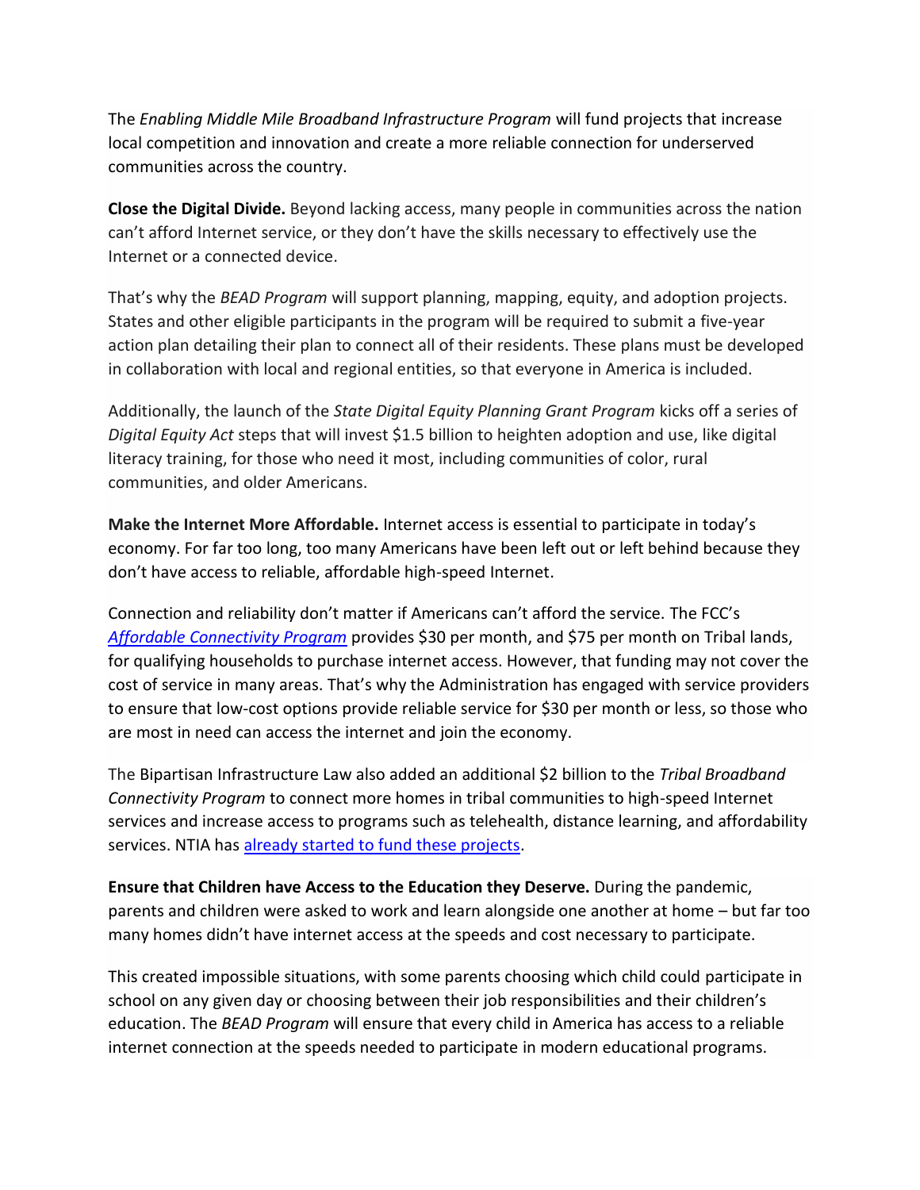The *Enabling Middle Mile Broadband Infrastructure Program* will fund projects that increase local competition and innovation and create a more reliable connection for underserved communities across the country.

**Close the Digital Divide.** Beyond lacking access, many people in communities across the nation can't afford Internet service, or they don't have the skills necessary to effectively use the Internet or a connected device.

That's why the *BEAD Program* will support planning, mapping, equity, and adoption projects. States and other eligible participants in the program will be required to submit a five-year action plan detailing their plan to connect all of their residents. These plans must be developed in collaboration with local and regional entities, so that everyone in America is included.

Additionally, the launch of the *State Digital Equity Planning Grant Program* kicks off a series of *Digital Equity Act* steps that will invest $1.5 billion to heighten adoption and use, like digital literacy training, for those who need it most, including communities of color, rural communities, and older Americans.

**Make the Internet More Affordable.** Internet access is essential to participate in today's economy. For far too long, too many Americans have been left out or left behind because they don't have access to reliable, affordable high-speed Internet.

Connection and reliability don't matter if Americans can't afford the service. The FCC's *Affordable Connectivity Program* provides $30 per month, and $75 per month on Tribal lands, for qualifying households to purchase internet access. However, that funding may not cover the cost of service in many areas. That's why the Administration has engaged with service providers to ensure that low-cost options provide reliable service for $30 per month or less, so those who are most in need can access the internet and join the economy.

The Bipartisan Infrastructure Law also added an additional $2 billion to the *Tribal Broadband Connectivity Program* to connect more homes in tribal communities to high-speed Internet services and increase access to programs such as telehealth, distance learning, and affordability services. NTIA has already started to fund these projects.

**Ensure that Children have Access to the Education they Deserve.** During the pandemic, parents and children were asked to work and learn alongside one another at home – but far too many homes didn't have internet access at the speeds and cost necessary to participate.

This created impossible situations, with some parents choosing which child could participate in school on any given day or choosing between their job responsibilities and their children's education. The *BEAD Program* will ensure that every child in America has access to a reliable internet connection at the speeds needed to participate in modern educational programs.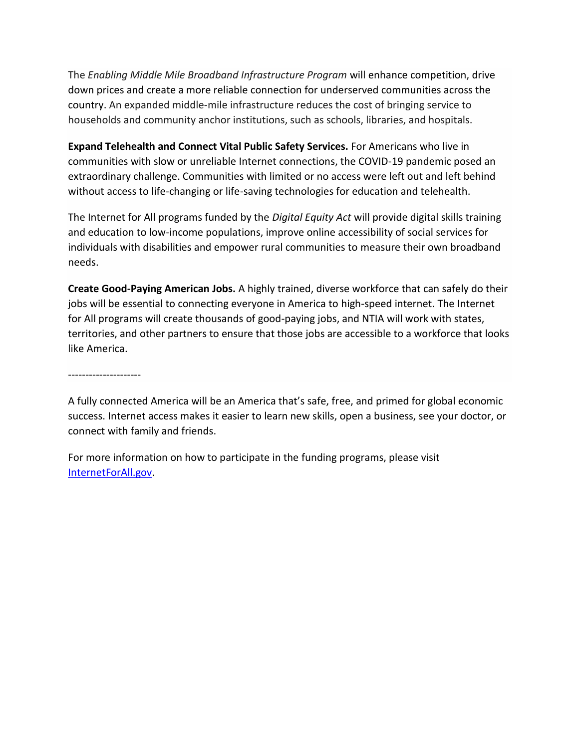The *Enabling Middle Mile Broadband Infrastructure Program* will enhance competition, drive down prices and create a more reliable connection for underserved communities across the country. An expanded middle-mile infrastructure reduces the cost of bringing service to households and community anchor institutions, such as schools, libraries, and hospitals.

**Expand Telehealth and Connect Vital Public Safety Services.** For Americans who live in communities with slow or unreliable Internet connections, the COVID-19 pandemic posed an extraordinary challenge. Communities with limited or no access were left out and left behind without access to life-changing or life-saving technologies for education and telehealth.

The Internet for All programs funded by the *Digital Equity Act* will provide digital skills training and education to low-income populations, improve online accessibility of social services for individuals with disabilities and empower rural communities to measure their own broadband needs.

**Create Good-Paying American Jobs.** A highly trained, diverse workforce that can safely do their jobs will be essential to connecting everyone in America to high-speed internet. The Internet for All programs will create thousands of good-paying jobs, and NTIA will work with states, territories, and other partners to ensure that those jobs are accessible to a workforce that looks like America.

---------------------

A fully connected America will be an America that's safe, free, and primed for global economic success. Internet access makes it easier to learn new skills, open a business, see your doctor, or connect with family and friends.

For more information on how to participate in the funding programs, please visit [InternetForAll.gov](https://InternetForAll.gov).